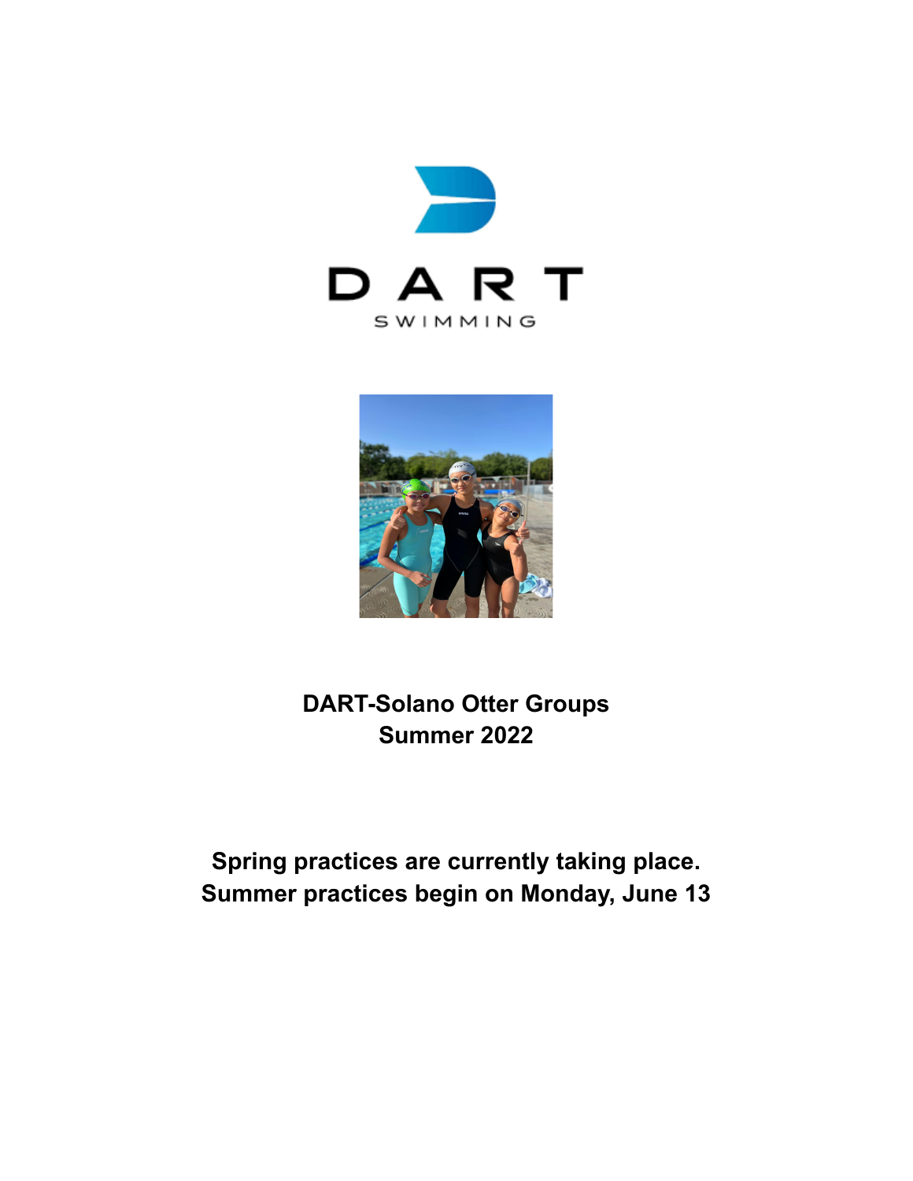DART

SWIMMING

# DART-Solano Otter Groups
# Summer 2022

**Spring practices are currently taking place.**
**Summer practices begin on Monday, June 13**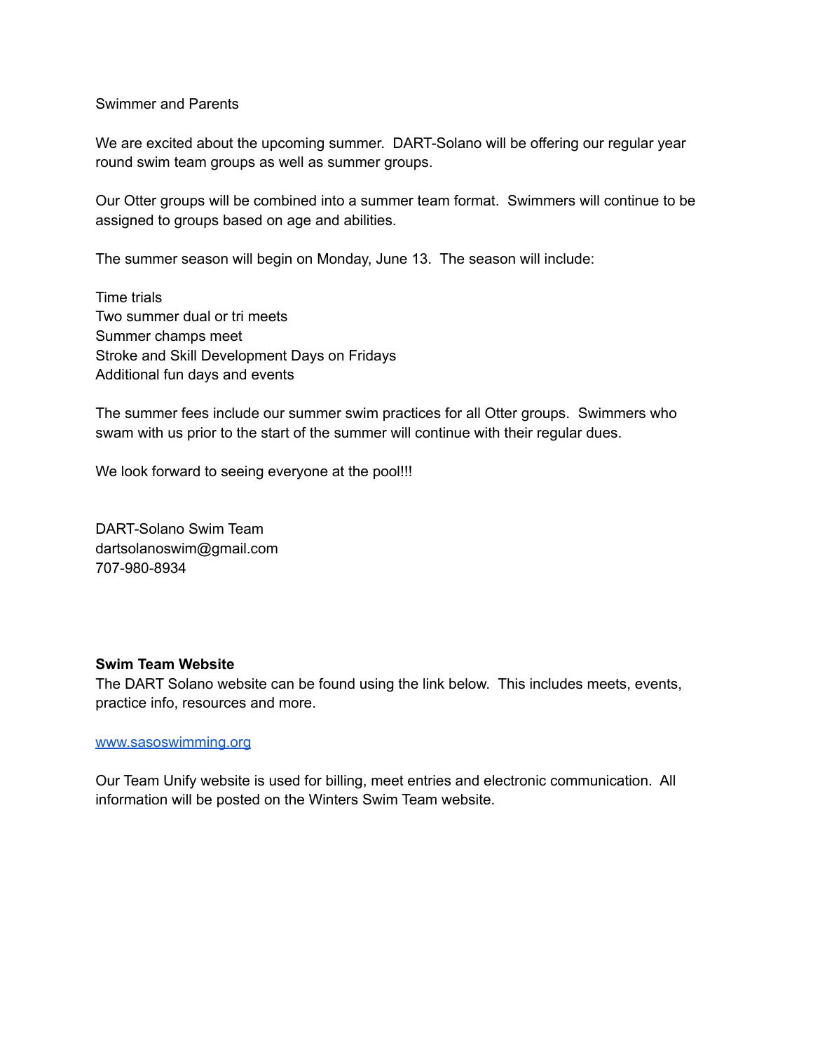Swimmer and Parents

We are excited about the upcoming summer. DART-Solano will be offering our regular year round swim team groups as well as summer groups.

Our Otter groups will be combined into a summer team format. Swimmers will continue to be assigned to groups based on age and abilities.

The summer season will begin on Monday, June 13. The season will include:

Time trials
Two summer dual or tri meets
Summer champs meet
Stroke and Skill Development Days on Fridays
Additional fun days and events

The summer fees include our summer swim practices for all Otter groups. Swimmers who swam with us prior to the start of the summer will continue with their regular dues.

We look forward to seeing everyone at the pool!!!

DART-Solano Swim Team
dartsolanoswim@gmail.com
707-980-8934

**Swim Team Website**
The DART Solano website can be found using the link below. This includes meets, events, practice info, resources and more.

[www.sasoswimming.org](www.sasoswimming.org)

Our Team Unify website is used for billing, meet entries and electronic communication. All information will be posted on the Winters Swim Team website.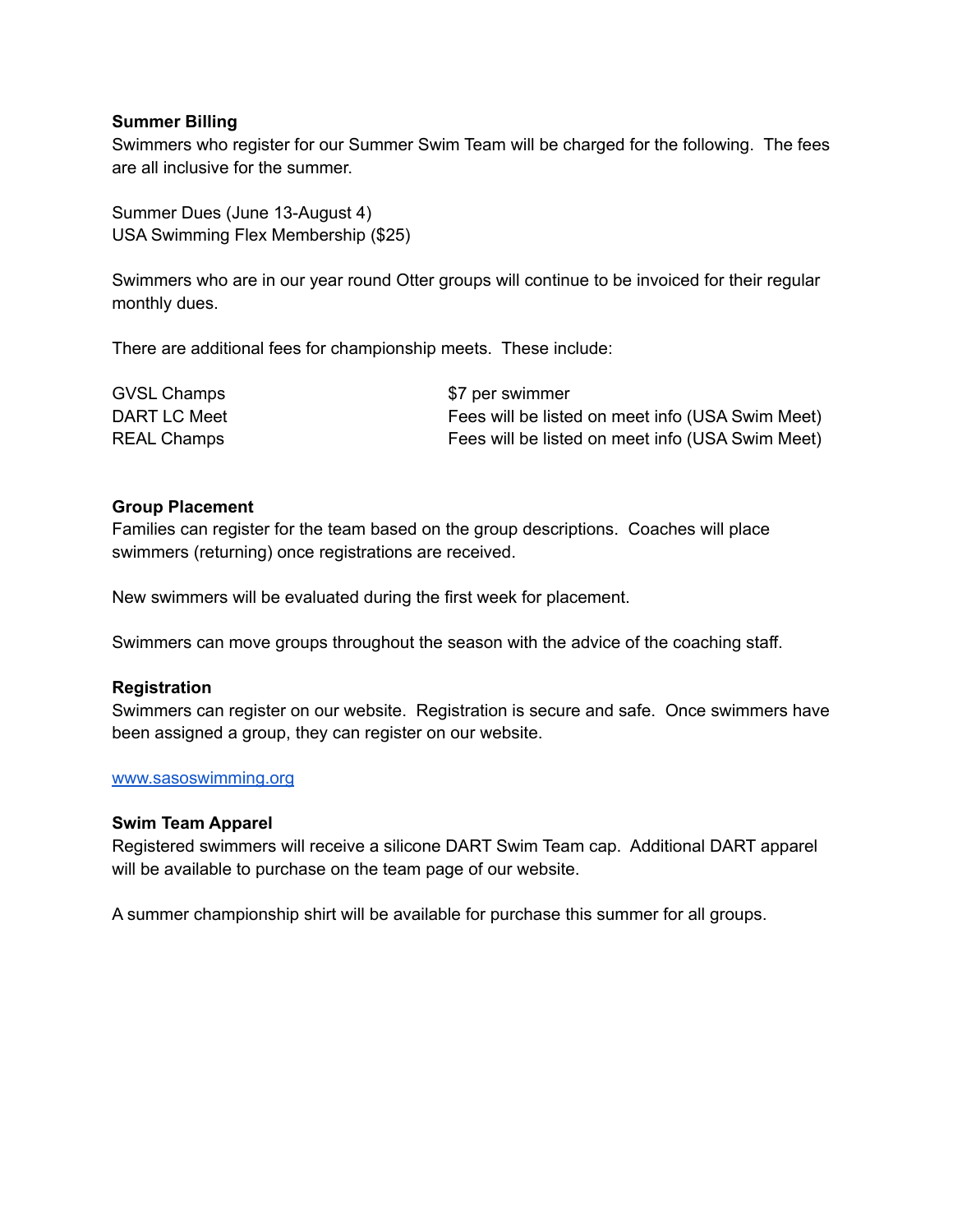**Summer Billing**

Swimmers who register for our Summer Swim Team will be charged for the following. The fees are all inclusive for the summer.

Summer Dues (June 13-August 4)
USA Swimming Flex Membership ($25)

Swimmers who are in our year round Otter groups will continue to be invoiced for their regular monthly dues.

There are additional fees for championship meets. These include:

| | |
|---|---|
| GVSL Champs | $7 per swimmer |
| DART LC Meet | Fees will be listed on meet info (USA Swim Meet) |
| REAL Champs | Fees will be listed on meet info (USA Swim Meet) |

**Group Placement**

Families can register for the team based on the group descriptions. Coaches will place swimmers (returning) once registrations are received.

New swimmers will be evaluated during the first week for placement.

Swimmers can move groups throughout the season with the advice of the coaching staff.

**Registration**

Swimmers can register on our website. Registration is secure and safe. Once swimmers have been assigned a group, they can register on our website.

[www.sasoswimming.org](http://www.sasoswimming.org)

**Swim Team Apparel**

Registered swimmers will receive a silicone DART Swim Team cap. Additional DART apparel will be available to purchase on the team page of our website.

A summer championship shirt will be available for purchase this summer for all groups.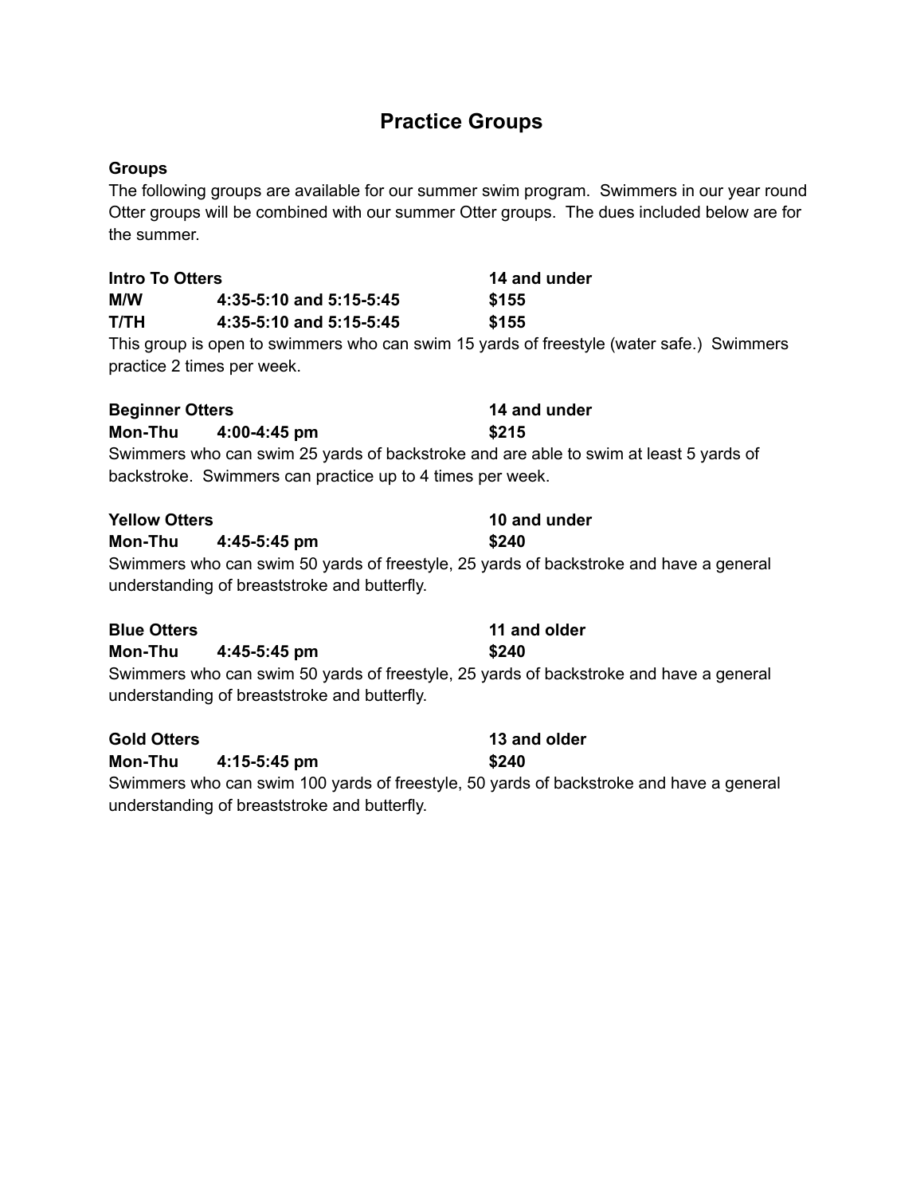# Practice Groups

**Groups**

The following groups are available for our summer swim program. Swimmers in our year round Otter groups will be combined with our summer Otter groups. The dues included below are for the summer.

**Intro To Otters** — **14 and under**

**M/W** — **4:35-5:10 and 5:15-5:45** — **$155**

**T/TH** — **4:35-5:10 and 5:15-5:45** — **$155**

This group is open to swimmers who can swim 15 yards of freestyle (water safe.) Swimmers practice 2 times per week.

**Beginner Otters** — **14 and under**

**Mon-Thu** — **4:00-4:45 pm** — **$215**

Swimmers who can swim 25 yards of backstroke and are able to swim at least 5 yards of backstroke. Swimmers can practice up to 4 times per week.

**Yellow Otters** — **10 and under**

**Mon-Thu** — **4:45-5:45 pm** — **$240**

Swimmers who can swim 50 yards of freestyle, 25 yards of backstroke and have a general understanding of breaststroke and butterfly.

**Blue Otters** — **11 and older**

**Mon-Thu** — **4:45-5:45 pm** — **$240**

Swimmers who can swim 50 yards of freestyle, 25 yards of backstroke and have a general understanding of breaststroke and butterfly.

**Gold Otters** — **13 and older**

**Mon-Thu** — **4:15-5:45 pm** — **$240**

Swimmers who can swim 100 yards of freestyle, 50 yards of backstroke and have a general understanding of breaststroke and butterfly.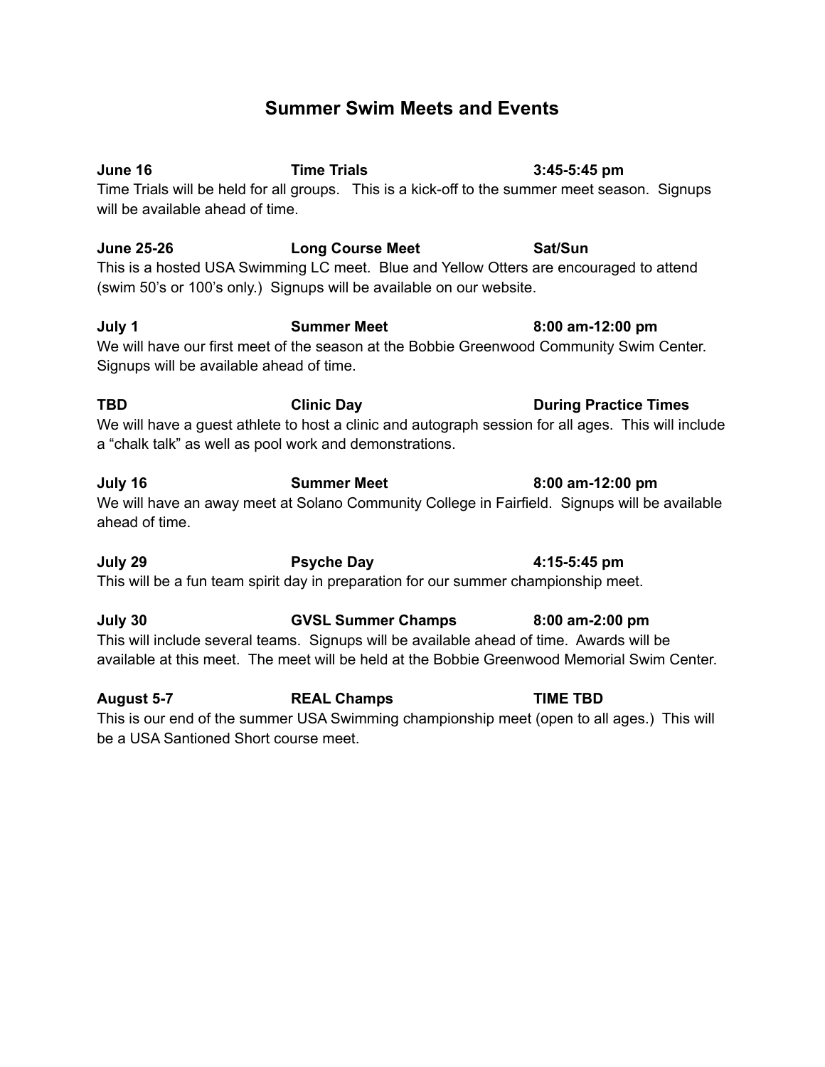# Summer Swim Meets and Events

**June 16** **Time Trials** **3:45-5:45 pm**

Time Trials will be held for all groups. This is a kick-off to the summer meet season. Signups will be available ahead of time.

**June 25-26** **Long Course Meet** **Sat/Sun**

This is a hosted USA Swimming LC meet. Blue and Yellow Otters are encouraged to attend (swim 50's or 100's only.) Signups will be available on our website.

**July 1** **Summer Meet** **8:00 am-12:00 pm**

We will have our first meet of the season at the Bobbie Greenwood Community Swim Center. Signups will be available ahead of time.

**TBD** **Clinic Day** **During Practice Times**

We will have a guest athlete to host a clinic and autograph session for all ages. This will include a "chalk talk" as well as pool work and demonstrations.

**July 16** **Summer Meet** **8:00 am-12:00 pm**

We will have an away meet at Solano Community College in Fairfield. Signups will be available ahead of time.

**July 29** **Psyche Day** **4:15-5:45 pm**

This will be a fun team spirit day in preparation for our summer championship meet.

**July 30** **GVSL Summer Champs** **8:00 am-2:00 pm**

This will include several teams. Signups will be available ahead of time. Awards will be available at this meet. The meet will be held at the Bobbie Greenwood Memorial Swim Center.

**August 5-7** **REAL Champs** **TIME TBD**

This is our end of the summer USA Swimming championship meet (open to all ages.) This will be a USA Santioned Short course meet.